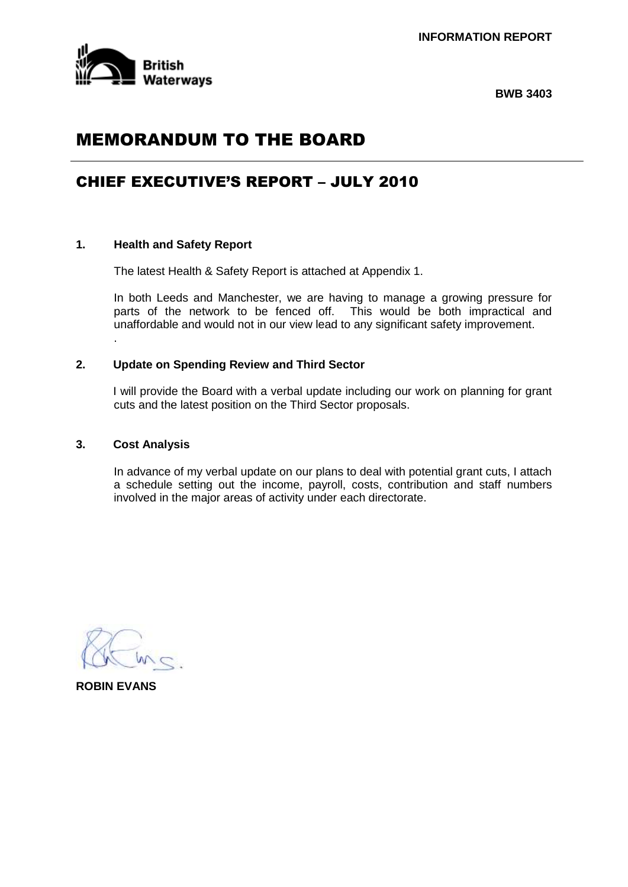**INFORMATION REPORT**

British Waterways

**BWB 3403**

# MEMORANDUM TO THE BOARD

## CHIEF EXECUTIVE'S REPORT – JULY 2010

### 1. Health and Safety Report

The latest Health & Safety Report is attached at Appendix 1.

In both Leeds and Manchester, we are having to manage a growing pressure for parts of the network to be fenced off. This would be both impractical and unaffordable and would not in our view lead to any significant safety improvement.

.

### 2. Update on Spending Review and Third Sector

I will provide the Board with a verbal update including our work on planning for grant cuts and the latest position on the Third Sector proposals.

### 3. Cost Analysis

In advance of my verbal update on our plans to deal with potential grant cuts, I attach a schedule setting out the income, payroll, costs, contribution and staff numbers involved in the major areas of activity under each directorate.

**ROBIN EVANS**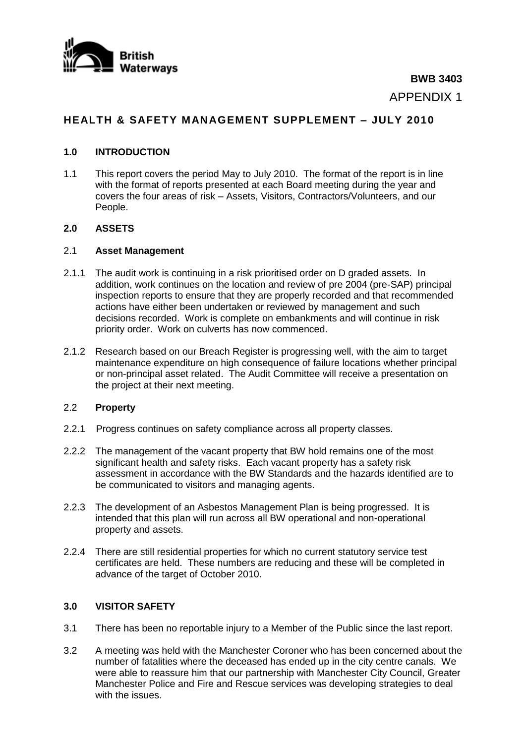**BWB 3403**

APPENDIX 1

## HEALTH & SAFETY MANAGEMENT SUPPLEMENT – JULY 2010

### 1.0 INTRODUCTION

1.1 This report covers the period May to July 2010. The format of the report is in line with the format of reports presented at each Board meeting during the year and covers the four areas of risk – Assets, Visitors, Contractors/Volunteers, and our People.

### 2.0 ASSETS

2.1 **Asset Management**

2.1.1 The audit work is continuing in a risk prioritised order on D graded assets. In addition, work continues on the location and review of pre 2004 (pre-SAP) principal inspection reports to ensure that they are properly recorded and that recommended actions have either been undertaken or reviewed by management and such decisions recorded. Work is complete on embankments and will continue in risk priority order. Work on culverts has now commenced.

2.1.2 Research based on our Breach Register is progressing well, with the aim to target maintenance expenditure on high consequence of failure locations whether principal or non-principal asset related. The Audit Committee will receive a presentation on the project at their next meeting.

2.2 **Property**

2.2.1 Progress continues on safety compliance across all property classes.

2.2.2 The management of the vacant property that BW hold remains one of the most significant health and safety risks. Each vacant property has a safety risk assessment in accordance with the BW Standards and the hazards identified are to be communicated to visitors and managing agents.

2.2.3 The development of an Asbestos Management Plan is being progressed. It is intended that this plan will run across all BW operational and non-operational property and assets.

2.2.4 There are still residential properties for which no current statutory service test certificates are held. These numbers are reducing and these will be completed in advance of the target of October 2010.

### 3.0 VISITOR SAFETY

3.1 There has been no reportable injury to a Member of the Public since the last report.

3.2 A meeting was held with the Manchester Coroner who has been concerned about the number of fatalities where the deceased has ended up in the city centre canals. We were able to reassure him that our partnership with Manchester City Council, Greater Manchester Police and Fire and Rescue services was developing strategies to deal with the issues.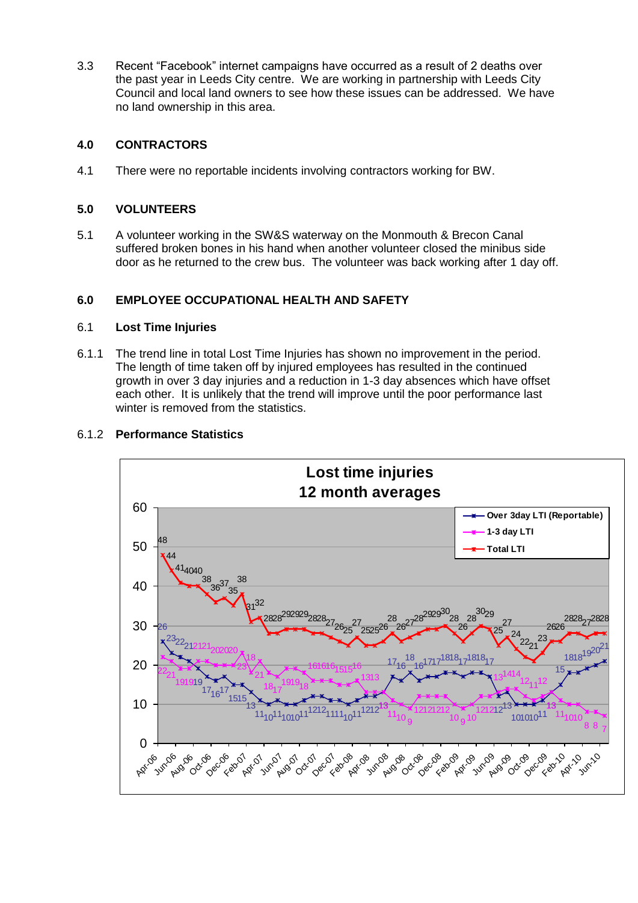3.3 Recent "Facebook" internet campaigns have occurred as a result of 2 deaths over the past year in Leeds City centre. We are working in partnership with Leeds City Council and local land owners to see how these issues can be addressed. We have no land ownership in this area.

## 4.0 CONTRACTORS

4.1 There were no reportable incidents involving contractors working for BW.

## 5.0 VOLUNTEERS

5.1 A volunteer working in the SW&S waterway on the Monmouth & Brecon Canal suffered broken bones in his hand when another volunteer closed the minibus side door as he returned to the crew bus. The volunteer was back working after 1 day off.

## 6.0 EMPLOYEE OCCUPATIONAL HEALTH AND SAFETY

### 6.1 Lost Time Injuries

6.1.1 The trend line in total Lost Time Injuries has shown no improvement in the period. The length of time taken off by injured employees has resulted in the continued growth in over 3 day injuries and a reduction in 1-3 day absences which have offset each other. It is unlikely that the trend will improve until the poor performance last winter is removed from the statistics.

### 6.1.2 Performance Statistics

**Lost time injuries**
**12 month averages**

- Over 3day LTI (Reportable)
- 1-3 day LTI
- Total LTI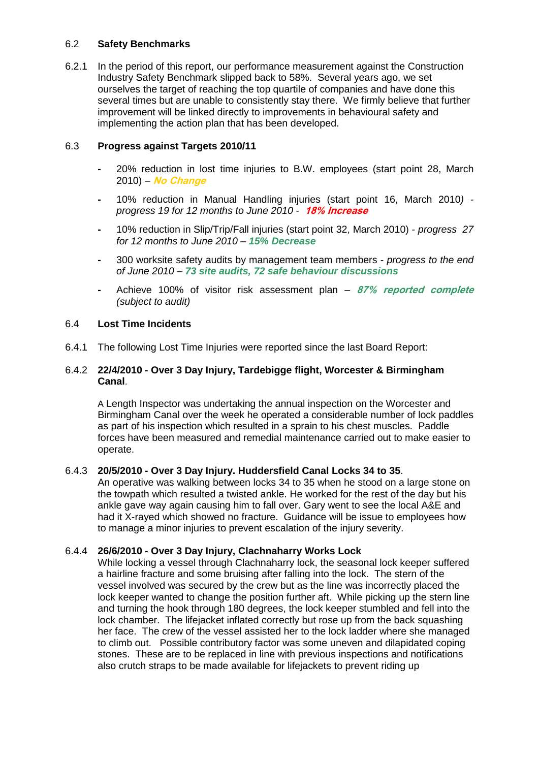### 6.2 **Safety Benchmarks**

6.2.1 In the period of this report, our performance measurement against the Construction Industry Safety Benchmark slipped back to 58%. Several years ago, we set ourselves the target of reaching the top quartile of companies and have done this several times but are unable to consistently stay there. We firmly believe that further improvement will be linked directly to improvements in behavioural safety and implementing the action plan that has been developed.

### 6.3 **Progress against Targets 2010/11**

- 20% reduction in lost time injuries to B.W. employees (start point 28, March 2010) – ***No Change***
- 10% reduction in Manual Handling injuries (start point 16, March 2010*) - progress 19 for 12 months to June 2010 -* ***18% Increase***
- 10% reduction in Slip/Trip/Fall injuries (start point 32, March 2010) - *progress 27 for 12 months to June 2010 –* ***15% Decrease***
- 300 worksite safety audits by management team members - *progress to the end of June 2010 –* ***73 site audits, 72 safe behaviour discussions***
- Achieve 100% of visitor risk assessment plan – ***87% reported complete*** *(subject to audit)*

### 6.4 **Lost Time Incidents**

6.4.1 The following Lost Time Injuries were reported since the last Board Report:

6.4.2 **22/4/2010 - Over 3 Day Injury, Tardebigge flight, Worcester & Birmingham Canal**.

A Length Inspector was undertaking the annual inspection on the Worcester and Birmingham Canal over the week he operated a considerable number of lock paddles as part of his inspection which resulted in a sprain to his chest muscles. Paddle forces have been measured and remedial maintenance carried out to make easier to operate.

6.4.3 **20/5/2010 - Over 3 Day Injury. Huddersfield Canal Locks 34 to 35**.

An operative was walking between locks 34 to 35 when he stood on a large stone on the towpath which resulted a twisted ankle. He worked for the rest of the day but his ankle gave way again causing him to fall over. Gary went to see the local A&E and had it X-rayed which showed no fracture. Guidance will be issue to employees how to manage a minor injuries to prevent escalation of the injury severity.

6.4.4 **26/6/2010 - Over 3 Day Injury, Clachnaharry Works Lock**

While locking a vessel through Clachnaharry lock, the seasonal lock keeper suffered a hairline fracture and some bruising after falling into the lock. The stern of the vessel involved was secured by the crew but as the line was incorrectly placed the lock keeper wanted to change the position further aft. While picking up the stern line and turning the hook through 180 degrees, the lock keeper stumbled and fell into the lock chamber. The lifejacket inflated correctly but rose up from the back squashing her face. The crew of the vessel assisted her to the lock ladder where she managed to climb out. Possible contributory factor was some uneven and dilapidated coping stones. These are to be replaced in line with previous inspections and notifications also crutch straps to be made available for lifejackets to prevent riding up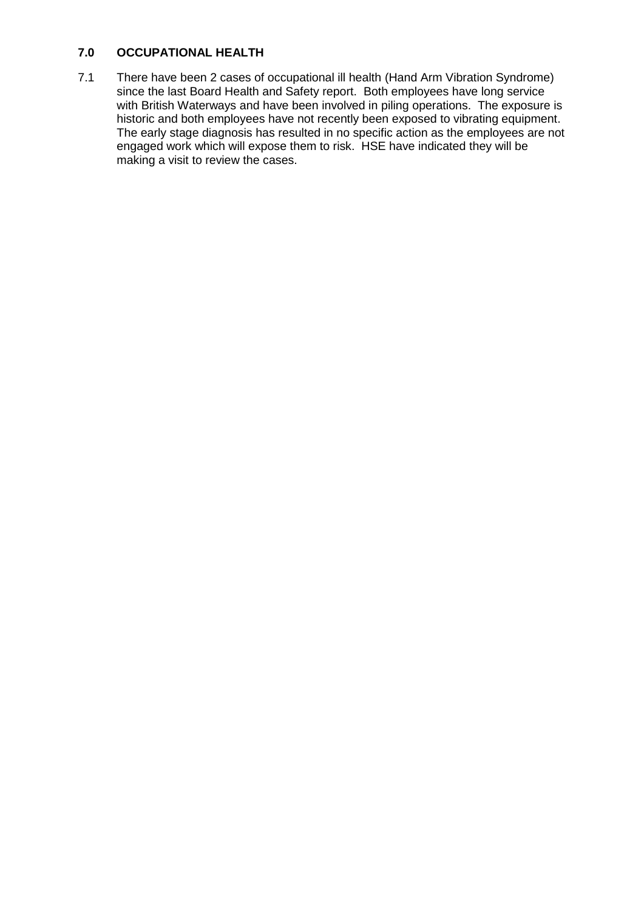## 7.0 OCCUPATIONAL HEALTH

7.1 There have been 2 cases of occupational ill health (Hand Arm Vibration Syndrome) since the last Board Health and Safety report. Both employees have long service with British Waterways and have been involved in piling operations. The exposure is historic and both employees have not recently been exposed to vibrating equipment. The early stage diagnosis has resulted in no specific action as the employees are not engaged work which will expose them to risk. HSE have indicated they will be making a visit to review the cases.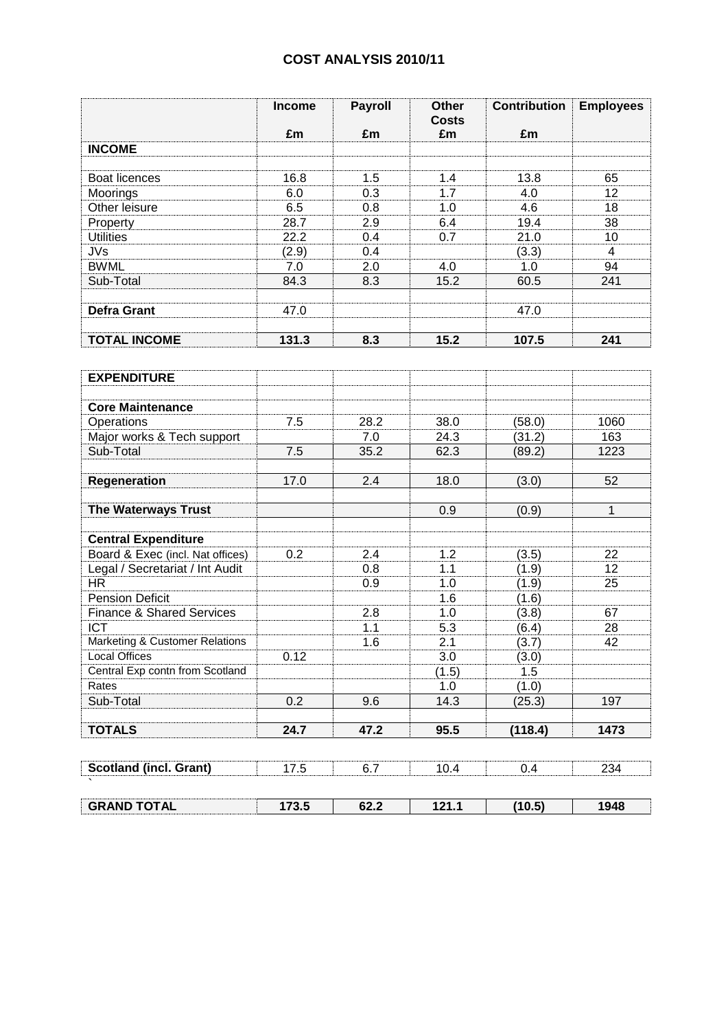# COST ANALYSIS 2010/11

| | Income £m | Payroll £m | Other Costs £m | Contribution £m | Employees |
|---|---|---|---|---|---|
| **INCOME** | | | | | |
| | | | | | |
| Boat licences | 16.8 | 1.5 | 1.4 | 13.8 | 65 |
| Moorings | 6.0 | 0.3 | 1.7 | 4.0 | 12 |
| Other leisure | 6.5 | 0.8 | 1.0 | 4.6 | 18 |
| Property | 28.7 | 2.9 | 6.4 | 19.4 | 38 |
| Utilities | 22.2 | 0.4 | 0.7 | 21.0 | 10 |
| JVs | (2.9) | 0.4 | | (3.3) | 4 |
| BWML | 7.0 | 2.0 | 4.0 | 1.0 | 94 |
| Sub-Total | 84.3 | 8.3 | 15.2 | 60.5 | 241 |
| | | | | | |
| **Defra Grant** | 47.0 | | | 47.0 | |
| | | | | | |
| **TOTAL INCOME** | **131.3** | **8.3** | **15.2** | **107.5** | **241** |

| | Income £m | Payroll £m | Other Costs £m | Contribution £m | Employees |
|---|---|---|---|---|---|
| **EXPENDITURE** | | | | | |
| | | | | | |
| **Core Maintenance** | | | | | |
| Operations | 7.5 | 28.2 | 38.0 | (58.0) | 1060 |
| Major works & Tech support | | 7.0 | 24.3 | (31.2) | 163 |
| Sub-Total | 7.5 | 35.2 | 62.3 | (89.2) | 1223 |
| | | | | | |
| **Regeneration** | 17.0 | 2.4 | 18.0 | (3.0) | 52 |
| | | | | | |
| **The Waterways Trust** | | | 0.9 | (0.9) | 1 |
| | | | | | |
| **Central Expenditure** | | | | | |
| Board & Exec (incl. Nat offices) | 0.2 | 2.4 | 1.2 | (3.5) | 22 |
| Legal / Secretariat / Int Audit | | 0.8 | 1.1 | (1.9) | 12 |
| HR | | 0.9 | 1.0 | (1.9) | 25 |
| Pension Deficit | | | 1.6 | (1.6) | |
| Finance & Shared Services | | 2.8 | 1.0 | (3.8) | 67 |
| ICT | | 1.1 | 5.3 | (6.4) | 28 |
| Marketing & Customer Relations | | 1.6 | 2.1 | (3.7) | 42 |
| Local Offices | 0.12 | | 3.0 | (3.0) | |
| Central Exp contn from Scotland | | | (1.5) | 1.5 | |
| Rates | | | 1.0 | (1.0) | |
| Sub-Total | 0.2 | 9.6 | 14.3 | (25.3) | 197 |
| | | | | | |
| **TOTALS** | **24.7** | **47.2** | **95.5** | **(118.4)** | **1473** |

| | Income £m | Payroll £m | Other Costs £m | Contribution £m | Employees |
|---|---|---|---|---|---|
| **Scotland (incl. Grant)** | 17.5 | 6.7 | 10.4 | 0.4 | 234 |
| | | | | | |
| **GRAND TOTAL** | **173.5** | **62.2** | **121.1** | **(10.5)** | **1948** |